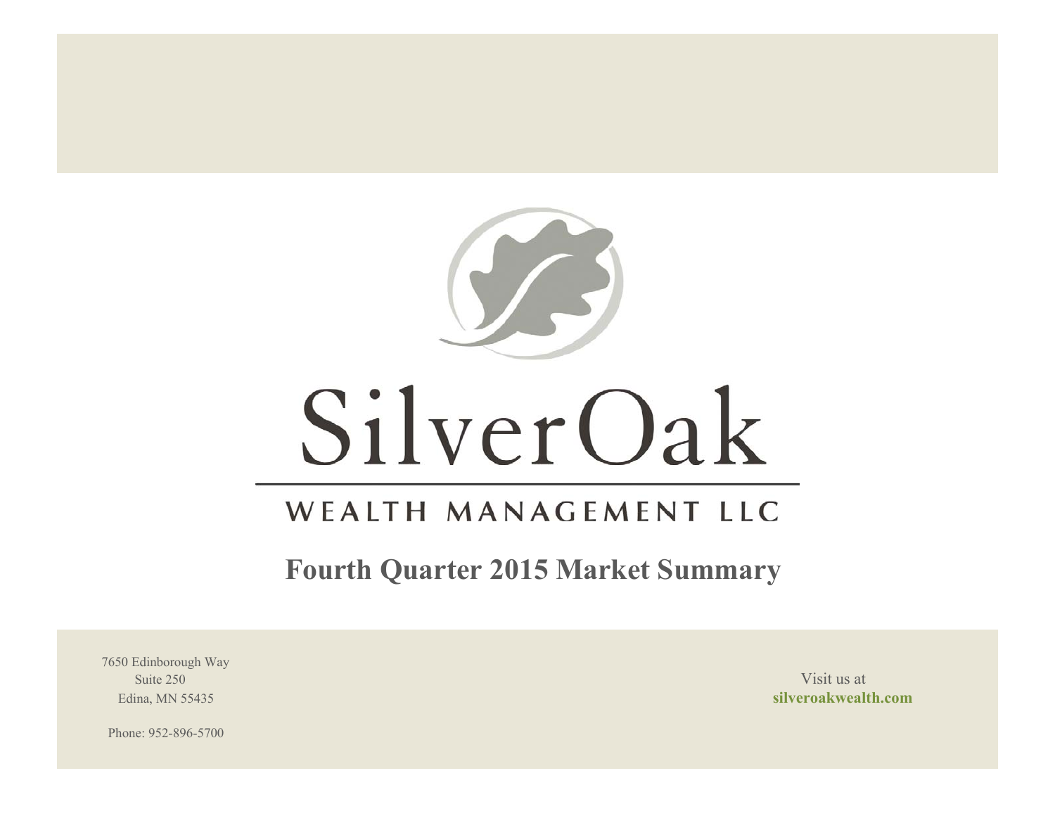# SilverOak

WEALTH MANAGEMENT LLC

## Fourth Quarter 2015 Market Summary

7650 Edinborough Way
Suite 250
Edina, MN 55435

Phone: 952-896-5700

Visit us at
**silveroakwealth.com**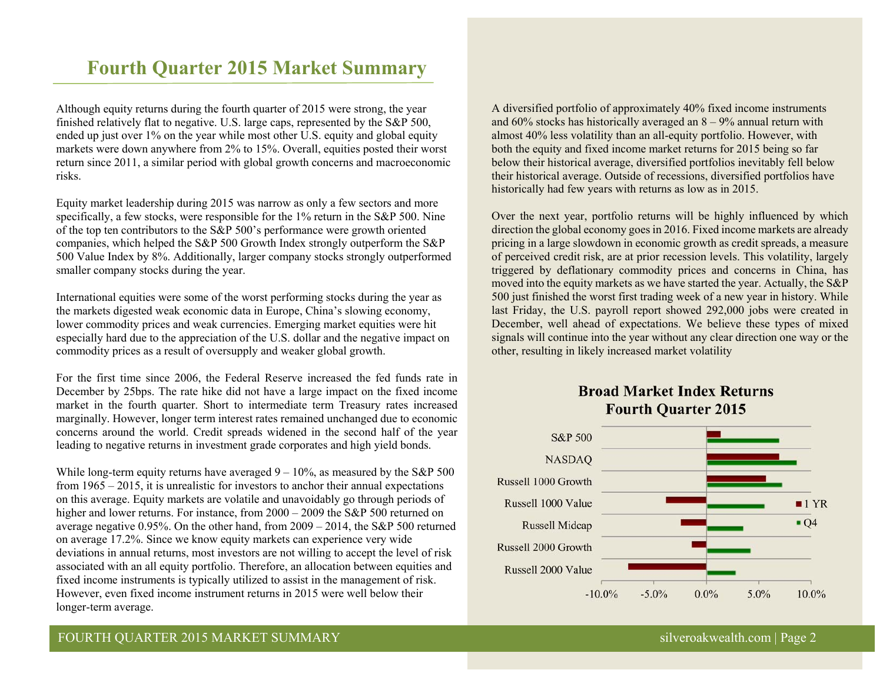# Fourth Quarter 2015 Market Summary

Although equity returns during the fourth quarter of 2015 were strong, the year finished relatively flat to negative. U.S. large caps, represented by the S&P 500, ended up just over 1% on the year while most other U.S. equity and global equity markets were down anywhere from 2% to 15%. Overall, equities posted their worst return since 2011, a similar period with global growth concerns and macroeconomic risks.

Equity market leadership during 2015 was narrow as only a few sectors and more specifically, a few stocks, were responsible for the 1% return in the S&P 500. Nine of the top ten contributors to the S&P 500's performance were growth oriented companies, which helped the S&P 500 Growth Index strongly outperform the S&P 500 Value Index by 8%. Additionally, larger company stocks strongly outperformed smaller company stocks during the year.

International equities were some of the worst performing stocks during the year as the markets digested weak economic data in Europe, China's slowing economy, lower commodity prices and weak currencies. Emerging market equities were hit especially hard due to the appreciation of the U.S. dollar and the negative impact on commodity prices as a result of oversupply and weaker global growth.

For the first time since 2006, the Federal Reserve increased the fed funds rate in December by 25bps. The rate hike did not have a large impact on the fixed income market in the fourth quarter. Short to intermediate term Treasury rates increased marginally. However, longer term interest rates remained unchanged due to economic concerns around the world. Credit spreads widened in the second half of the year leading to negative returns in investment grade corporates and high yield bonds.

While long-term equity returns have averaged 9 – 10%, as measured by the S&P 500 from 1965 – 2015, it is unrealistic for investors to anchor their annual expectations on this average. Equity markets are volatile and unavoidably go through periods of higher and lower returns. For instance, from 2000 – 2009 the S&P 500 returned on average negative 0.95%. On the other hand, from 2009 – 2014, the S&P 500 returned on average 17.2%. Since we know equity markets can experience very wide deviations in annual returns, most investors are not willing to accept the level of risk associated with an all equity portfolio. Therefore, an allocation between equities and fixed income instruments is typically utilized to assist in the management of risk. However, even fixed income instrument returns in 2015 were well below their longer-term average.

A diversified portfolio of approximately 40% fixed income instruments and 60% stocks has historically averaged an 8 – 9% annual return with almost 40% less volatility than an all-equity portfolio. However, with both the equity and fixed income market returns for 2015 being so far below their historical average, diversified portfolios inevitably fell below their historical average. Outside of recessions, diversified portfolios have historically had few years with returns as low as in 2015.

Over the next year, portfolio returns will be highly influenced by which direction the global economy goes in 2016. Fixed income markets are already pricing in a large slowdown in economic growth as credit spreads, a measure of perceived credit risk, are at prior recession levels. This volatility, largely triggered by deflationary commodity prices and concerns in China, has moved into the equity markets as we have started the year. Actually, the S&P 500 just finished the worst first trading week of a new year in history. While last Friday, the U.S. payroll report showed 292,000 jobs were created in December, well ahead of expectations. We believe these types of mixed signals will continue into the year without any clear direction one way or the other, resulting in likely increased market volatility

**Broad Market Index Returns**
**Fourth Quarter 2015**

| Index | 1 YR | Q4 |
|---|---|---|
| S&P 500 | ~1.4% | ~7.0% |
| NASDAQ | ~7.0% | ~8.7% |
| Russell 1000 Growth | ~5.7% | ~7.3% |
| Russell 1000 Value | ~-3.8% | ~5.6% |
| Russell Midcap | ~-2.4% | ~3.6% |
| Russell 2000 Growth | ~-1.4% | ~4.3% |
| Russell 2000 Value | ~-7.5% | ~2.9% |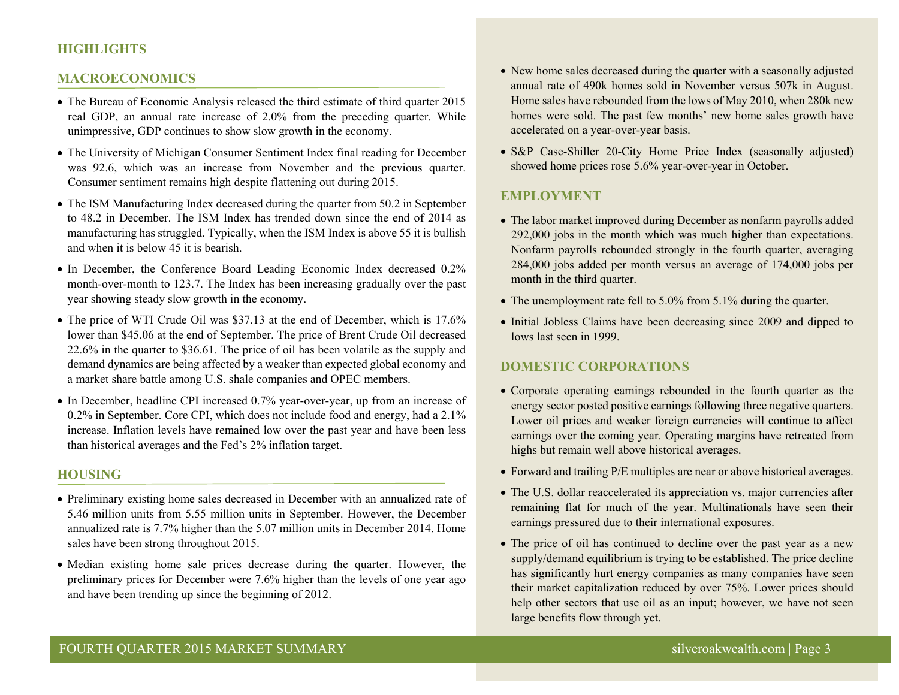## HIGHLIGHTS

### MACROECONOMICS

- The Bureau of Economic Analysis released the third estimate of third quarter 2015 real GDP, an annual rate increase of 2.0% from the preceding quarter. While unimpressive, GDP continues to show slow growth in the economy.
- The University of Michigan Consumer Sentiment Index final reading for December was 92.6, which was an increase from November and the previous quarter. Consumer sentiment remains high despite flattening out during 2015.
- The ISM Manufacturing Index decreased during the quarter from 50.2 in September to 48.2 in December. The ISM Index has trended down since the end of 2014 as manufacturing has struggled. Typically, when the ISM Index is above 55 it is bullish and when it is below 45 it is bearish.
- In December, the Conference Board Leading Economic Index decreased 0.2% month-over-month to 123.7. The Index has been increasing gradually over the past year showing steady slow growth in the economy.
- The price of WTI Crude Oil was $37.13 at the end of December, which is 17.6% lower than $45.06 at the end of September. The price of Brent Crude Oil decreased 22.6% in the quarter to $36.61. The price of oil has been volatile as the supply and demand dynamics are being affected by a weaker than expected global economy and a market share battle among U.S. shale companies and OPEC members.
- In December, headline CPI increased 0.7% year-over-year, up from an increase of 0.2% in September. Core CPI, which does not include food and energy, had a 2.1% increase. Inflation levels have remained low over the past year and have been less than historical averages and the Fed's 2% inflation target.

### HOUSING

- Preliminary existing home sales decreased in December with an annualized rate of 5.46 million units from 5.55 million units in September. However, the December annualized rate is 7.7% higher than the 5.07 million units in December 2014. Home sales have been strong throughout 2015.
- Median existing home sale prices decrease during the quarter. However, the preliminary prices for December were 7.6% higher than the levels of one year ago and have been trending up since the beginning of 2012.
- New home sales decreased during the quarter with a seasonally adjusted annual rate of 490k homes sold in November versus 507k in August. Home sales have rebounded from the lows of May 2010, when 280k new homes were sold. The past few months' new home sales growth have accelerated on a year-over-year basis.
- S&P Case-Shiller 20-City Home Price Index (seasonally adjusted) showed home prices rose 5.6% year-over-year in October.

### EMPLOYMENT

- The labor market improved during December as nonfarm payrolls added 292,000 jobs in the month which was much higher than expectations. Nonfarm payrolls rebounded strongly in the fourth quarter, averaging 284,000 jobs added per month versus an average of 174,000 jobs per month in the third quarter.
- The unemployment rate fell to 5.0% from 5.1% during the quarter.
- Initial Jobless Claims have been decreasing since 2009 and dipped to lows last seen in 1999.

### DOMESTIC CORPORATIONS

- Corporate operating earnings rebounded in the fourth quarter as the energy sector posted positive earnings following three negative quarters. Lower oil prices and weaker foreign currencies will continue to affect earnings over the coming year. Operating margins have retreated from highs but remain well above historical averages.
- Forward and trailing P/E multiples are near or above historical averages.
- The U.S. dollar reaccelerated its appreciation vs. major currencies after remaining flat for much of the year. Multinationals have seen their earnings pressured due to their international exposures.
- The price of oil has continued to decline over the past year as a new supply/demand equilibrium is trying to be established. The price decline has significantly hurt energy companies as many companies have seen their market capitalization reduced by over 75%. Lower prices should help other sectors that use oil as an input; however, we have not seen large benefits flow through yet.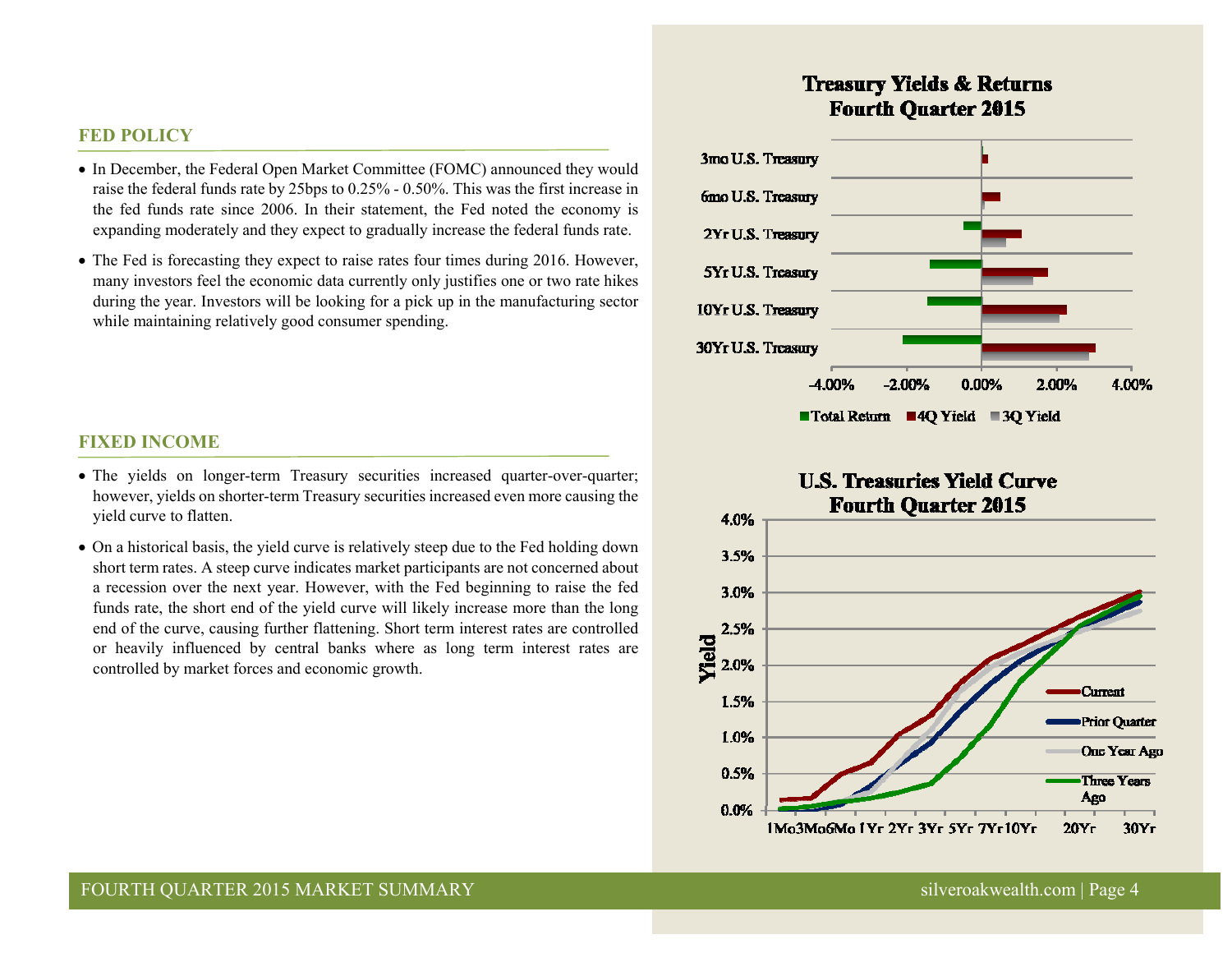## FED POLICY

- In December, the Federal Open Market Committee (FOMC) announced they would raise the federal funds rate by 25bps to 0.25% - 0.50%. This was the first increase in the fed funds rate since 2006. In their statement, the Fed noted the economy is expanding moderately and they expect to gradually increase the federal funds rate.
- The Fed is forecasting they expect to raise rates four times during 2016. However, many investors feel the economic data currently only justifies one or two rate hikes during the year. Investors will be looking for a pick up in the manufacturing sector while maintaining relatively good consumer spending.

## FIXED INCOME

- The yields on longer-term Treasury securities increased quarter-over-quarter; however, yields on shorter-term Treasury securities increased even more causing the yield curve to flatten.
- On a historical basis, the yield curve is relatively steep due to the Fed holding down short term rates. A steep curve indicates market participants are not concerned about a recession over the next year. However, with the Fed beginning to raise the fed funds rate, the short end of the yield curve will likely increase more than the long end of the curve, causing further flattening. Short term interest rates are controlled or heavily influenced by central banks where as long term interest rates are controlled by market forces and economic growth.

**Treasury Yields & Returns Fourth Quarter 2015**

**U.S. Treasuries Yield Curve Fourth Quarter 2015**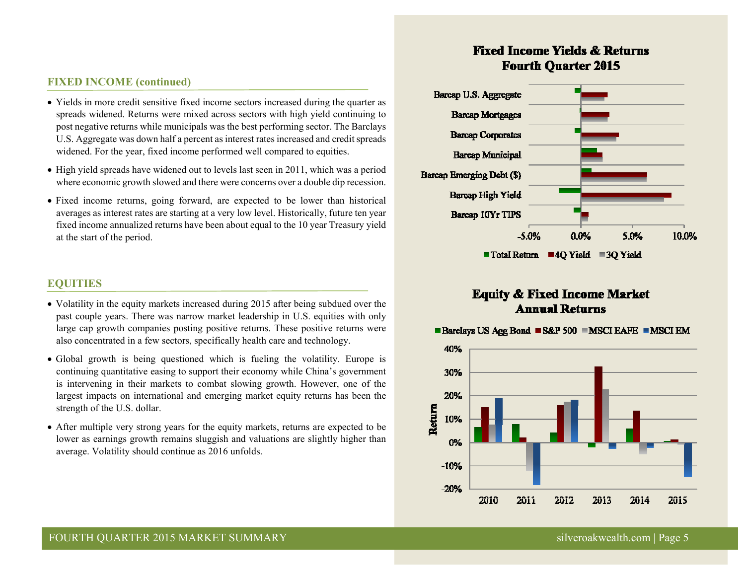## FIXED INCOME (continued)

- Yields in more credit sensitive fixed income sectors increased during the quarter as spreads widened. Returns were mixed across sectors with high yield continuing to post negative returns while municipals was the best performing sector. The Barclays U.S. Aggregate was down half a percent as interest rates increased and credit spreads widened. For the year, fixed income performed well compared to equities.
- High yield spreads have widened out to levels last seen in 2011, which was a period where economic growth slowed and there were concerns over a double dip recession.
- Fixed income returns, going forward, are expected to be lower than historical averages as interest rates are starting at a very low level. Historically, future ten year fixed income annualized returns have been about equal to the 10 year Treasury yield at the start of the period.

## EQUITIES

- Volatility in the equity markets increased during 2015 after being subdued over the past couple years. There was narrow market leadership in U.S. equities with only large cap growth companies posting positive returns. These positive returns were also concentrated in a few sectors, specifically health care and technology.
- Global growth is being questioned which is fueling the volatility. Europe is continuing quantitative easing to support their economy while China's government is intervening in their markets to combat slowing growth. However, one of the largest impacts on international and emerging market equity returns has been the strength of the U.S. dollar.
- After multiple very strong years for the equity markets, returns are expected to be lower as earnings growth remains sluggish and valuations are slightly higher than average. Volatility should continue as 2016 unfolds.

**Fixed Income Yields & Returns Fourth Quarter 2015**

Barcap U.S. Aggregate, Barcap Mortgages, Barcap Corporates, Barcap Municipal, Barcap Emerging Debt ($), Barcap High Yield, Barcap 10Yr TIPS

-5.0% 0.0% 5.0% 10.0%

Total Return, 4Q Yield, 3Q Yield

**Equity & Fixed Income Market Annual Returns**

Barclays US Agg Bond, S&P 500, MSCI EAFE, MSCI EM

Return: 40%, 30%, 20%, 10%, 0%, -10%, -20%

2010 2011 2012 2013 2014 2015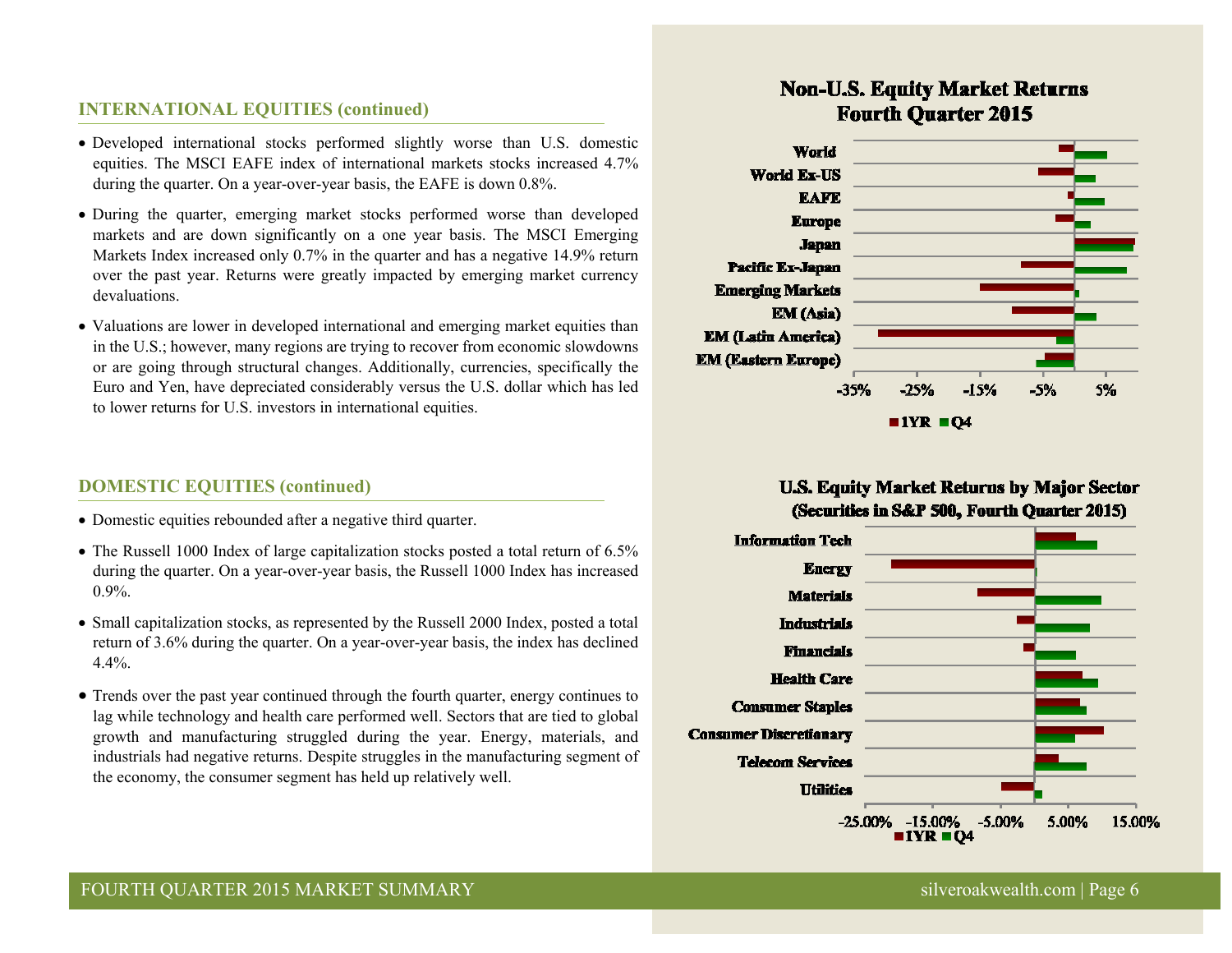## INTERNATIONAL EQUITIES (continued)

- Developed international stocks performed slightly worse than U.S. domestic equities. The MSCI EAFE index of international markets stocks increased 4.7% during the quarter. On a year-over-year basis, the EAFE is down 0.8%.
- During the quarter, emerging market stocks performed worse than developed markets and are down significantly on a one year basis. The MSCI Emerging Markets Index increased only 0.7% in the quarter and has a negative 14.9% return over the past year. Returns were greatly impacted by emerging market currency devaluations.
- Valuations are lower in developed international and emerging market equities than in the U.S.; however, many regions are trying to recover from economic slowdowns or are going through structural changes. Additionally, currencies, specifically the Euro and Yen, have depreciated considerably versus the U.S. dollar which has led to lower returns for U.S. investors in international equities.

## DOMESTIC EQUITIES (continued)

- Domestic equities rebounded after a negative third quarter.
- The Russell 1000 Index of large capitalization stocks posted a total return of 6.5% during the quarter. On a year-over-year basis, the Russell 1000 Index has increased 0.9%.
- Small capitalization stocks, as represented by the Russell 2000 Index, posted a total return of 3.6% during the quarter. On a year-over-year basis, the index has declined 4.4%.
- Trends over the past year continued through the fourth quarter, energy continues to lag while technology and health care performed well. Sectors that are tied to global growth and manufacturing struggled during the year. Energy, materials, and industrials had negative returns. Despite struggles in the manufacturing segment of the economy, the consumer segment has held up relatively well.

**Non-U.S. Equity Market Returns Fourth Quarter 2015**

Categories: World, World Ex-US, EAFE, Europe, Japan, Pacific Ex-Japan, Emerging Markets, EM (Asia), EM (Latin America), EM (Eastern Europe)

Axis: -35%, -25%, -15%, -5%, 5%

Legend: 1YR, Q4

**U.S. Equity Market Returns by Major Sector (Securities in S&P 500, Fourth Quarter 2015)**

Categories: Information Tech, Energy, Materials, Industrials, Financials, Health Care, Consumer Staples, Consumer Discretionary, Telecom Services, Utilities

Axis: -25.00%, -15.00%, -5.00%, 5.00%, 15.00%

Legend: 1YR, Q4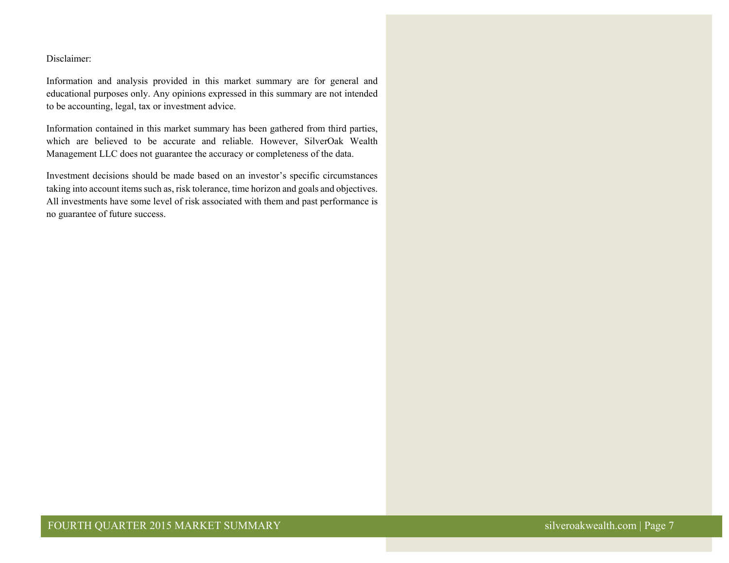Disclaimer:

Information and analysis provided in this market summary are for general and educational purposes only. Any opinions expressed in this summary are not intended to be accounting, legal, tax or investment advice.

Information contained in this market summary has been gathered from third parties, which are believed to be accurate and reliable. However, SilverOak Wealth Management LLC does not guarantee the accuracy or completeness of the data.

Investment decisions should be made based on an investor's specific circumstances taking into account items such as, risk tolerance, time horizon and goals and objectives. All investments have some level of risk associated with them and past performance is no guarantee of future success.